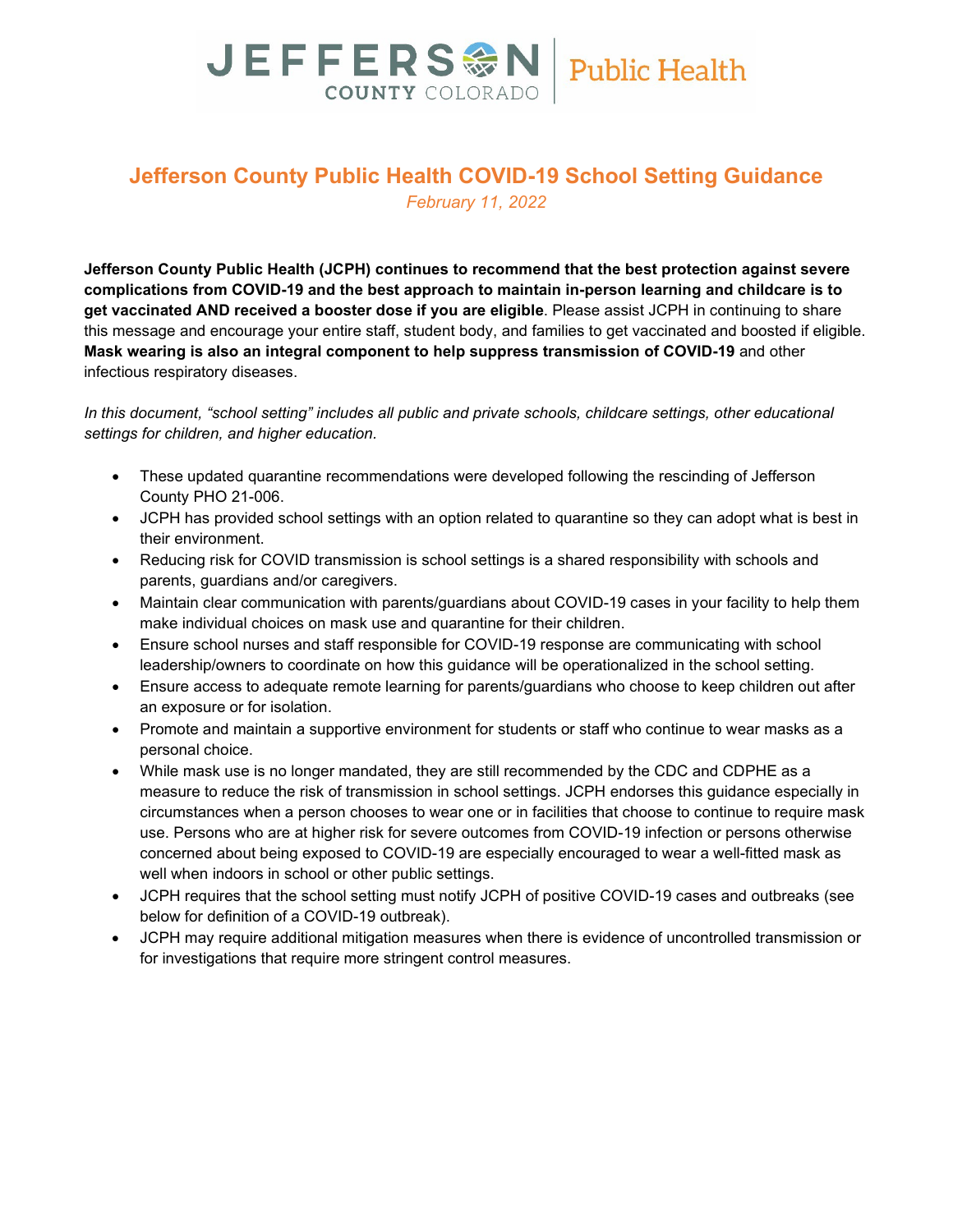# Jefferson County Public Health COVID-19 School Setting Guidance

*February 11, 2022*

**Jefferson County Public Health (JCPH) continues to recommend that the best protection against severe complications from COVID-19 and the best approach to maintain in-person learning and childcare is to get vaccinated AND received a booster dose if you are eligible**. Please assist JCPH in continuing to share this message and encourage your entire staff, student body, and families to get vaccinated and boosted if eligible. **Mask wearing is also an integral component to help suppress transmission of COVID-19** and other infectious respiratory diseases.

*In this document, "school setting" includes all public and private schools, childcare settings, other educational settings for children, and higher education.*

- These updated quarantine recommendations were developed following the rescinding of Jefferson County PHO 21-006.
- JCPH has provided school settings with an option related to quarantine so they can adopt what is best in their environment.
- Reducing risk for COVID transmission is school settings is a shared responsibility with schools and parents, guardians and/or caregivers.
- Maintain clear communication with parents/guardians about COVID-19 cases in your facility to help them make individual choices on mask use and quarantine for their children.
- Ensure school nurses and staff responsible for COVID-19 response are communicating with school leadership/owners to coordinate on how this guidance will be operationalized in the school setting.
- Ensure access to adequate remote learning for parents/guardians who choose to keep children out after an exposure or for isolation.
- Promote and maintain a supportive environment for students or staff who continue to wear masks as a personal choice.
- While mask use is no longer mandated, they are still recommended by the CDC and CDPHE as a measure to reduce the risk of transmission in school settings. JCPH endorses this guidance especially in circumstances when a person chooses to wear one or in facilities that choose to continue to require mask use. Persons who are at higher risk for severe outcomes from COVID-19 infection or persons otherwise concerned about being exposed to COVID-19 are especially encouraged to wear a well-fitted mask as well when indoors in school or other public settings.
- JCPH requires that the school setting must notify JCPH of positive COVID-19 cases and outbreaks (see below for definition of a COVID-19 outbreak).
- JCPH may require additional mitigation measures when there is evidence of uncontrolled transmission or for investigations that require more stringent control measures.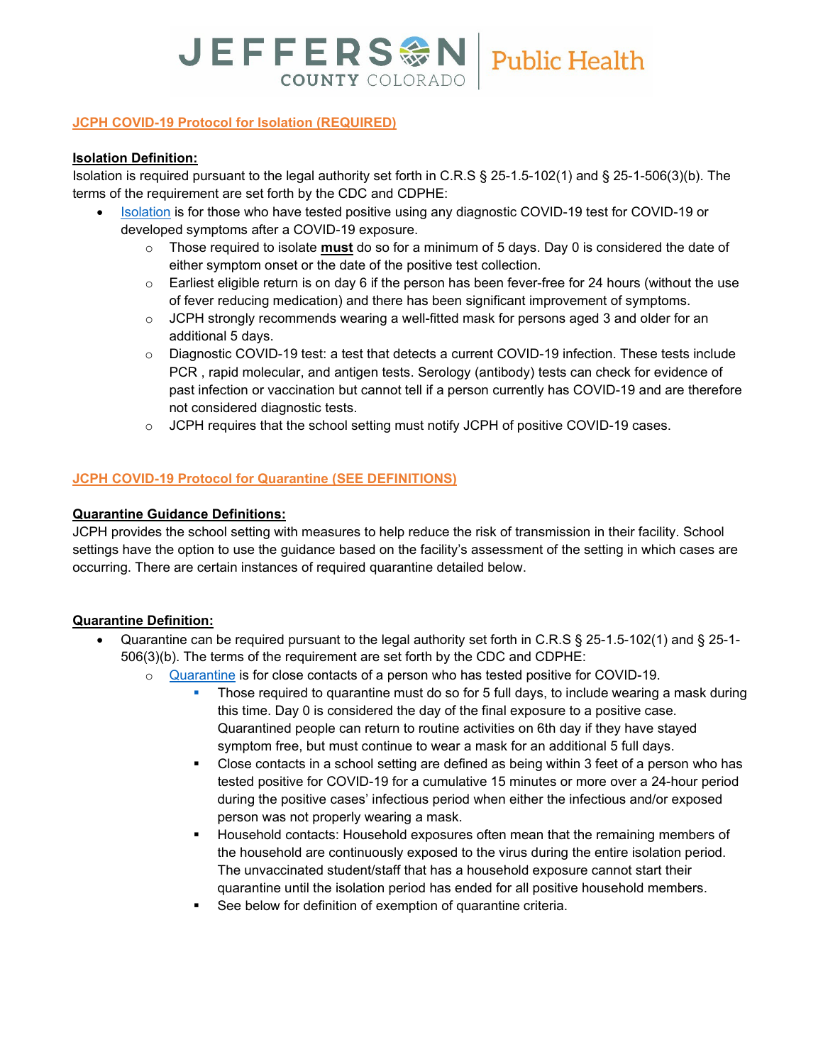**JCPH COVID-19 Protocol for Isolation (REQUIRED)**

**Isolation Definition:**

Isolation is required pursuant to the legal authority set forth in C.R.S § 25-1.5-102(1) and § 25-1-506(3)(b). The terms of the requirement are set forth by the CDC and CDPHE:

- Isolation is for those who have tested positive using any diagnostic COVID-19 test for COVID-19 or developed symptoms after a COVID-19 exposure.
  - Those required to isolate **must** do so for a minimum of 5 days. Day 0 is considered the date of either symptom onset or the date of the positive test collection.
  - Earliest eligible return is on day 6 if the person has been fever-free for 24 hours (without the use of fever reducing medication) and there has been significant improvement of symptoms.
  - JCPH strongly recommends wearing a well-fitted mask for persons aged 3 and older for an additional 5 days.
  - Diagnostic COVID-19 test: a test that detects a current COVID-19 infection. These tests include PCR , rapid molecular, and antigen tests. Serology (antibody) tests can check for evidence of past infection or vaccination but cannot tell if a person currently has COVID-19 and are therefore not considered diagnostic tests.
  - JCPH requires that the school setting must notify JCPH of positive COVID-19 cases.

**JCPH COVID-19 Protocol for Quarantine (SEE DEFINITIONS)**

**Quarantine Guidance Definitions:**

JCPH provides the school setting with measures to help reduce the risk of transmission in their facility. School settings have the option to use the guidance based on the facility's assessment of the setting in which cases are occurring. There are certain instances of required quarantine detailed below.

**Quarantine Definition:**

- Quarantine can be required pursuant to the legal authority set forth in C.R.S § 25-1.5-102(1) and § 25-1-506(3)(b). The terms of the requirement are set forth by the CDC and CDPHE:
  - Quarantine is for close contacts of a person who has tested positive for COVID-19.
    - Those required to quarantine must do so for 5 full days, to include wearing a mask during this time. Day 0 is considered the day of the final exposure to a positive case. Quarantined people can return to routine activities on 6th day if they have stayed symptom free, but must continue to wear a mask for an additional 5 full days.
    - Close contacts in a school setting are defined as being within 3 feet of a person who has tested positive for COVID-19 for a cumulative 15 minutes or more over a 24-hour period during the positive cases' infectious period when either the infectious and/or exposed person was not properly wearing a mask.
    - Household contacts: Household exposures often mean that the remaining members of the household are continuously exposed to the virus during the entire isolation period. The unvaccinated student/staff that has a household exposure cannot start their quarantine until the isolation period has ended for all positive household members.
    - See below for definition of exemption of quarantine criteria.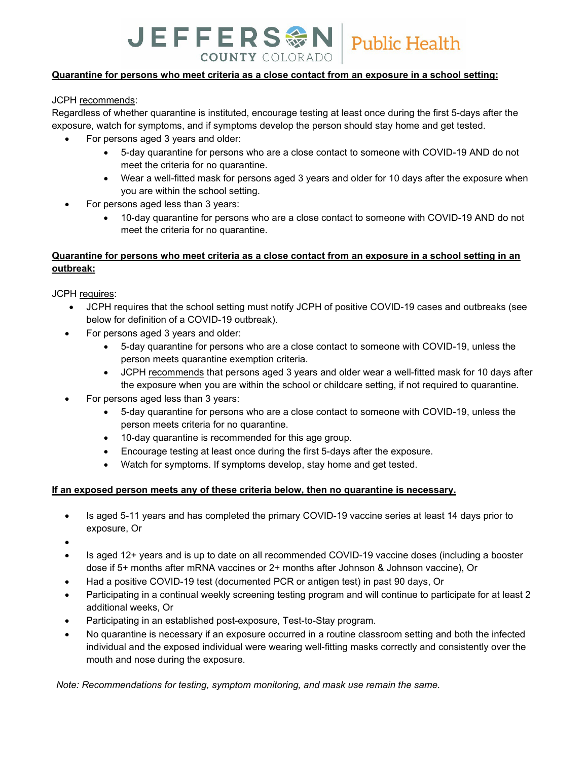**<u>Quarantine for persons who meet criteria as a close contact from an exposure in a school setting:</u>**

JCPH <u>recommends</u>:
Regardless of whether quarantine is instituted, encourage testing at least once during the first 5-days after the exposure, watch for symptoms, and if symptoms develop the person should stay home and get tested.

- For persons aged 3 years and older:
  - 5-day quarantine for persons who are a close contact to someone with COVID-19 AND do not meet the criteria for no quarantine.
  - Wear a well-fitted mask for persons aged 3 years and older for 10 days after the exposure when you are within the school setting.
- For persons aged less than 3 years:
  - 10-day quarantine for persons who are a close contact to someone with COVID-19 AND do not meet the criteria for no quarantine.

**<u>Quarantine for persons who meet criteria as a close contact from an exposure in a school setting in an outbreak:</u>**

JCPH <u>requires</u>:

- JCPH requires that the school setting must notify JCPH of positive COVID-19 cases and outbreaks (see below for definition of a COVID-19 outbreak).
- For persons aged 3 years and older:
  - 5-day quarantine for persons who are a close contact to someone with COVID-19, unless the person meets quarantine exemption criteria.
  - JCPH <u>recommends</u> that persons aged 3 years and older wear a well-fitted mask for 10 days after the exposure when you are within the school or childcare setting, if not required to quarantine.
- For persons aged less than 3 years:
  - 5-day quarantine for persons who are a close contact to someone with COVID-19, unless the person meets criteria for no quarantine.
  - 10-day quarantine is recommended for this age group.
  - Encourage testing at least once during the first 5-days after the exposure.
  - Watch for symptoms. If symptoms develop, stay home and get tested.

**<u>If an exposed person meets any of these criteria below, then no quarantine is necessary.</u>**

- Is aged 5-11 years and has completed the primary COVID-19 vaccine series at least 14 days prior to exposure, Or
- 
- Is aged 12+ years and is up to date on all recommended COVID-19 vaccine doses (including a booster dose if 5+ months after mRNA vaccines or 2+ months after Johnson & Johnson vaccine), Or
- Had a positive COVID-19 test (documented PCR or antigen test) in past 90 days, Or
- Participating in a continual weekly screening testing program and will continue to participate for at least 2 additional weeks, Or
- Participating in an established post-exposure, Test-to-Stay program.
- No quarantine is necessary if an exposure occurred in a routine classroom setting and both the infected individual and the exposed individual were wearing well-fitting masks correctly and consistently over the mouth and nose during the exposure.

*Note: Recommendations for testing, symptom monitoring, and mask use remain the same.*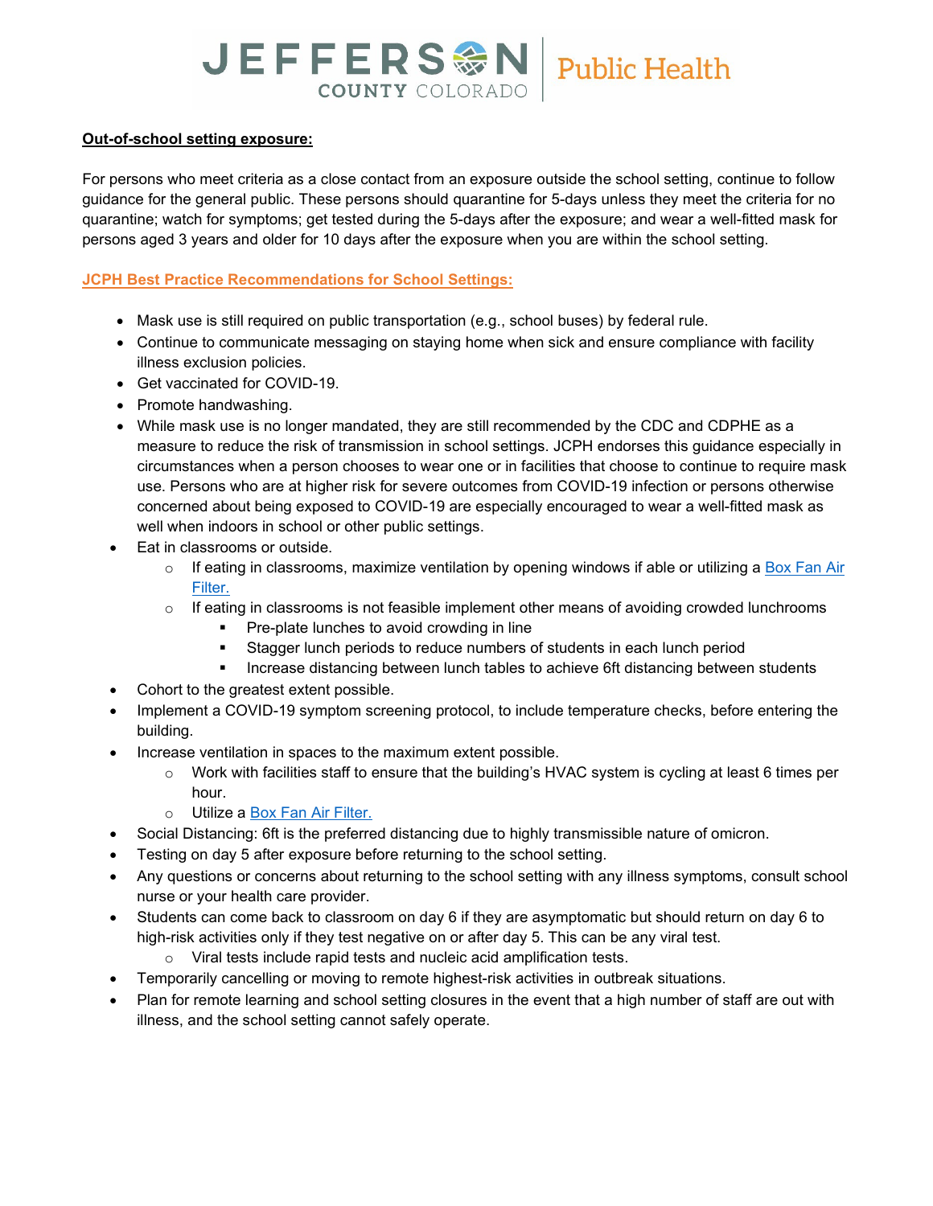**Out-of-school setting exposure:**

For persons who meet criteria as a close contact from an exposure outside the school setting, continue to follow guidance for the general public. These persons should quarantine for 5-days unless they meet the criteria for no quarantine; watch for symptoms; get tested during the 5-days after the exposure; and wear a well-fitted mask for persons aged 3 years and older for 10 days after the exposure when you are within the school setting.

**JCPH Best Practice Recommendations for School Settings:**

- Mask use is still required on public transportation (e.g., school buses) by federal rule.
- Continue to communicate messaging on staying home when sick and ensure compliance with facility illness exclusion policies.
- Get vaccinated for COVID-19.
- Promote handwashing.
- While mask use is no longer mandated, they are still recommended by the CDC and CDPHE as a measure to reduce the risk of transmission in school settings. JCPH endorses this guidance especially in circumstances when a person chooses to wear one or in facilities that choose to continue to require mask use. Persons who are at higher risk for severe outcomes from COVID-19 infection or persons otherwise concerned about being exposed to COVID-19 are especially encouraged to wear a well-fitted mask as well when indoors in school or other public settings.
- Eat in classrooms or outside.
  - If eating in classrooms, maximize ventilation by opening windows if able or utilizing a [Box Fan Air Filter.]()
  - If eating in classrooms is not feasible implement other means of avoiding crowded lunchrooms
    - Pre-plate lunches to avoid crowding in line
    - Stagger lunch periods to reduce numbers of students in each lunch period
    - Increase distancing between lunch tables to achieve 6ft distancing between students
- Cohort to the greatest extent possible.
- Implement a COVID-19 symptom screening protocol, to include temperature checks, before entering the building.
- Increase ventilation in spaces to the maximum extent possible.
  - Work with facilities staff to ensure that the building's HVAC system is cycling at least 6 times per hour.
  - Utilize a [Box Fan Air Filter.]()
- Social Distancing: 6ft is the preferred distancing due to highly transmissible nature of omicron.
- Testing on day 5 after exposure before returning to the school setting.
- Any questions or concerns about returning to the school setting with any illness symptoms, consult school nurse or your health care provider.
- Students can come back to classroom on day 6 if they are asymptomatic but should return on day 6 to high-risk activities only if they test negative on or after day 5. This can be any viral test.
  - Viral tests include rapid tests and nucleic acid amplification tests.
- Temporarily cancelling or moving to remote highest-risk activities in outbreak situations.
- Plan for remote learning and school setting closures in the event that a high number of staff are out with illness, and the school setting cannot safely operate.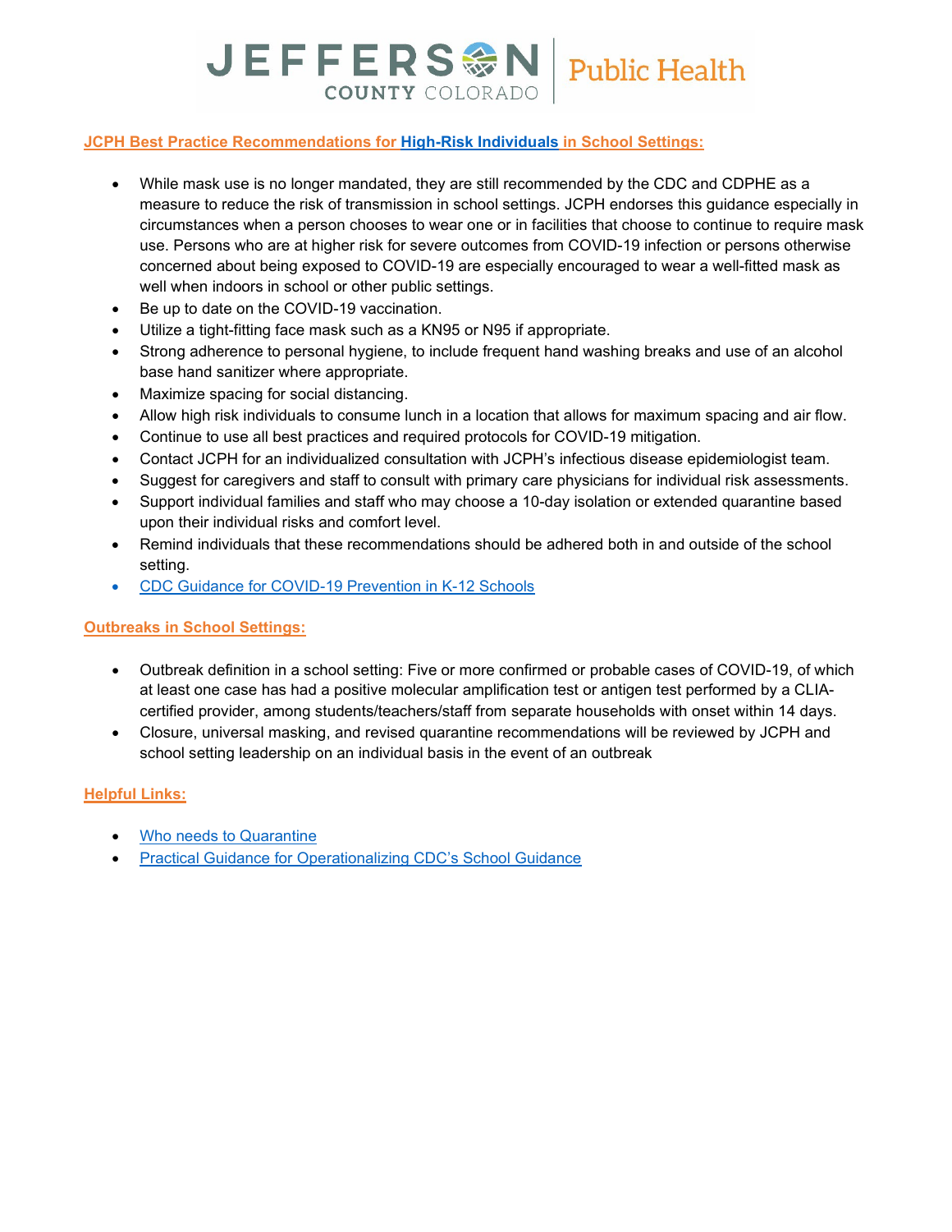**JCPH Best Practice Recommendations for High-Risk Individuals in School Settings:**

- While mask use is no longer mandated, they are still recommended by the CDC and CDPHE as a measure to reduce the risk of transmission in school settings. JCPH endorses this guidance especially in circumstances when a person chooses to wear one or in facilities that choose to continue to require mask use. Persons who are at higher risk for severe outcomes from COVID-19 infection or persons otherwise concerned about being exposed to COVID-19 are especially encouraged to wear a well-fitted mask as well when indoors in school or other public settings.
- Be up to date on the COVID-19 vaccination.
- Utilize a tight-fitting face mask such as a KN95 or N95 if appropriate.
- Strong adherence to personal hygiene, to include frequent hand washing breaks and use of an alcohol base hand sanitizer where appropriate.
- Maximize spacing for social distancing.
- Allow high risk individuals to consume lunch in a location that allows for maximum spacing and air flow.
- Continue to use all best practices and required protocols for COVID-19 mitigation.
- Contact JCPH for an individualized consultation with JCPH's infectious disease epidemiologist team.
- Suggest for caregivers and staff to consult with primary care physicians for individual risk assessments.
- Support individual families and staff who may choose a 10-day isolation or extended quarantine based upon their individual risks and comfort level.
- Remind individuals that these recommendations should be adhered both in and outside of the school setting.
- CDC Guidance for COVID-19 Prevention in K-12 Schools

**Outbreaks in School Settings:**

- Outbreak definition in a school setting: Five or more confirmed or probable cases of COVID-19, of which at least one case has had a positive molecular amplification test or antigen test performed by a CLIA-certified provider, among students/teachers/staff from separate households with onset within 14 days.
- Closure, universal masking, and revised quarantine recommendations will be reviewed by JCPH and school setting leadership on an individual basis in the event of an outbreak

**Helpful Links:**

- Who needs to Quarantine
- Practical Guidance for Operationalizing CDC's School Guidance